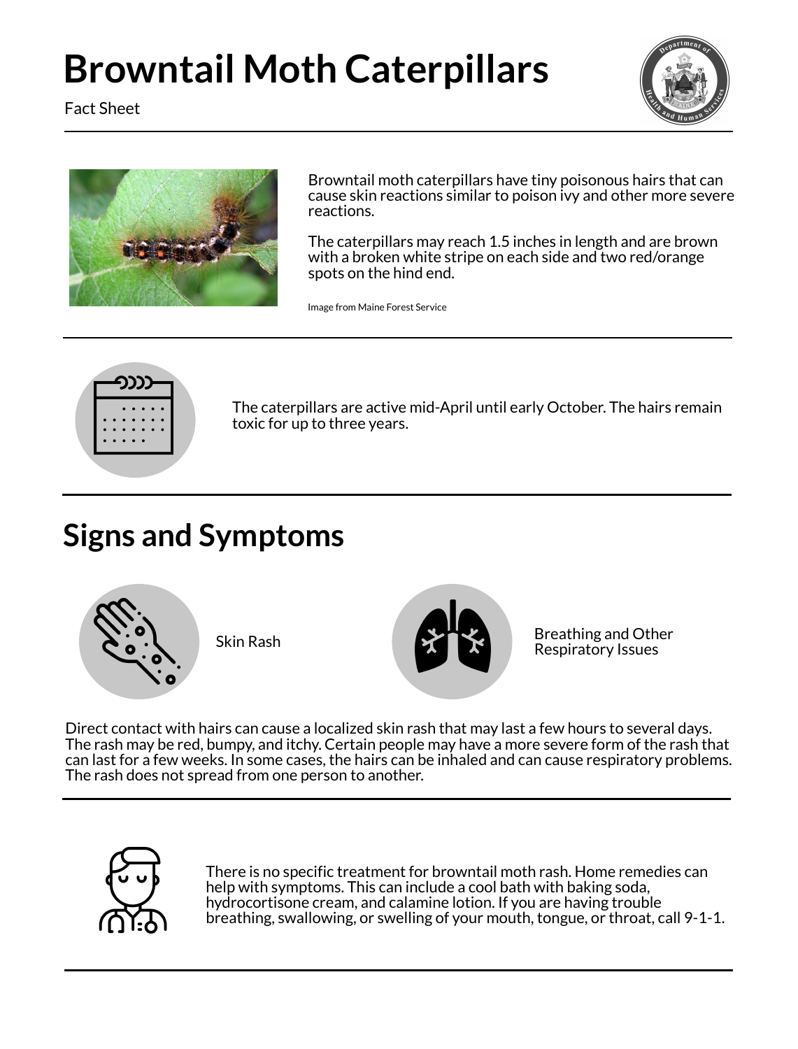# Browntail Moth Caterpillars

Fact Sheet

Browntail moth caterpillars have tiny poisonous hairs that can cause skin reactions similar to poison ivy and other more severe reactions.

The caterpillars may reach 1.5 inches in length and are brown with a broken white stripe on each side and two red/orange spots on the hind end.

Image from Maine Forest Service

The caterpillars are active mid-April until early October. The hairs remain toxic for up to three years.

## Signs and Symptoms

Skin Rash

Breathing and Other Respiratory Issues

Direct contact with hairs can cause a localized skin rash that may last a few hours to several days. The rash may be red, bumpy, and itchy. Certain people may have a more severe form of the rash that can last for a few weeks. In some cases, the hairs can be inhaled and can cause respiratory problems. The rash does not spread from one person to another.

There is no specific treatment for browntail moth rash. Home remedies can help with symptoms. This can include a cool bath with baking soda, hydrocortisone cream, and calamine lotion. If you are having trouble breathing, swallowing, or swelling of your mouth, tongue, or throat, call 9-1-1.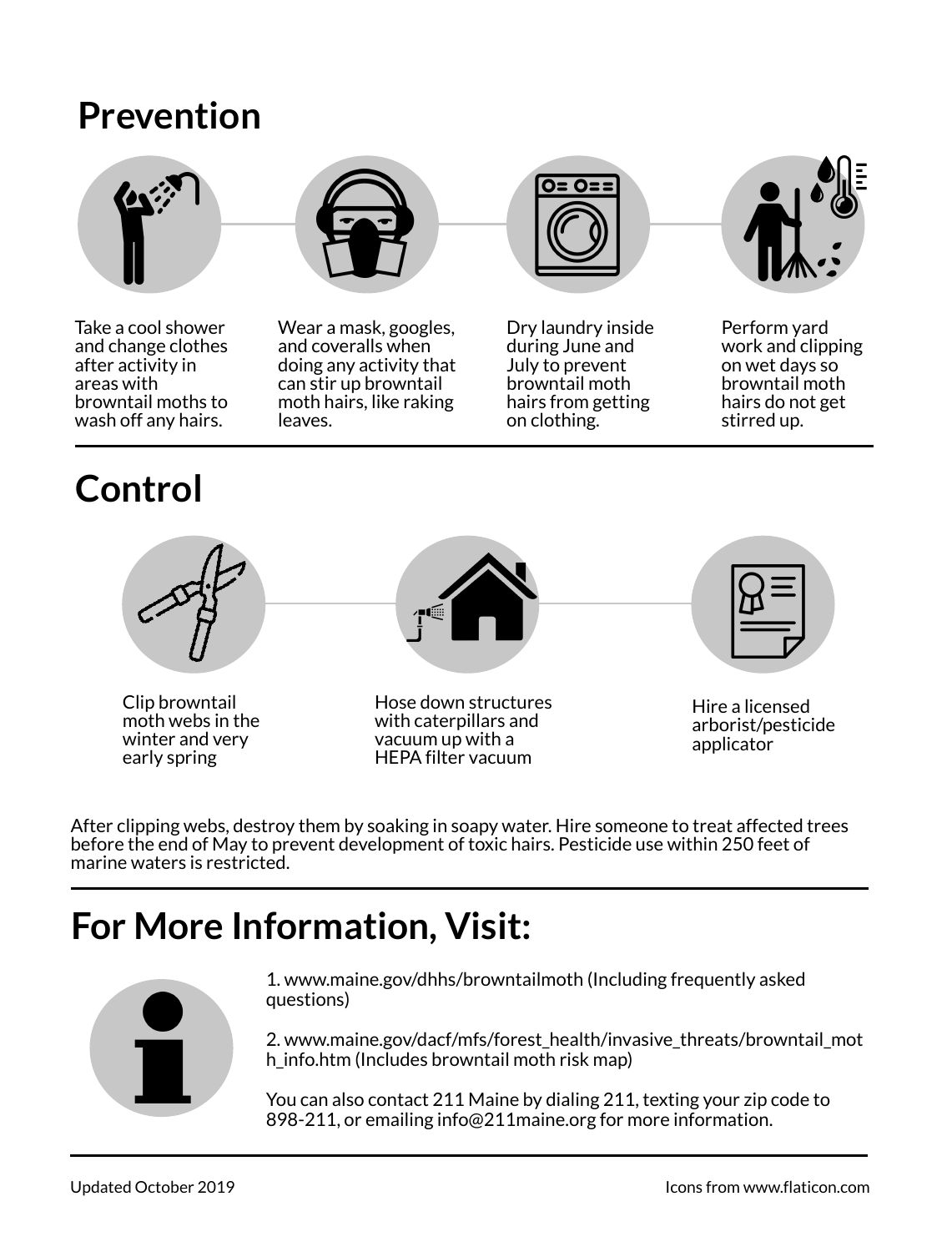## Prevention

Take a cool shower and change clothes after activity in areas with browntail moths to wash off any hairs.

Wear a mask, googles, and coveralls when doing any activity that can stir up browntail moth hairs, like raking leaves.

Dry laundry inside during June and July to prevent browntail moth hairs from getting on clothing.

Perform yard work and clipping on wet days so browntail moth hairs do not get stirred up.

## Control

Clip browntail moth webs in the winter and very early spring

Hose down structures with caterpillars and vacuum up with a HEPA filter vacuum

Hire a licensed arborist/pesticide applicator

After clipping webs, destroy them by soaking in soapy water. Hire someone to treat affected trees before the end of May to prevent development of toxic hairs. Pesticide use within 250 feet of marine waters is restricted.

## For More Information, Visit:

1. www.maine.gov/dhhs/browntailmoth (Including frequently asked questions)

2. www.maine.gov/dacf/mfs/forest_health/invasive_threats/browntail_moth_info.htm (Includes browntail moth risk map)

You can also contact 211 Maine by dialing 211, texting your zip code to 898-211, or emailing info@211maine.org for more information.

Updated October 2019

Icons from www.flaticon.com